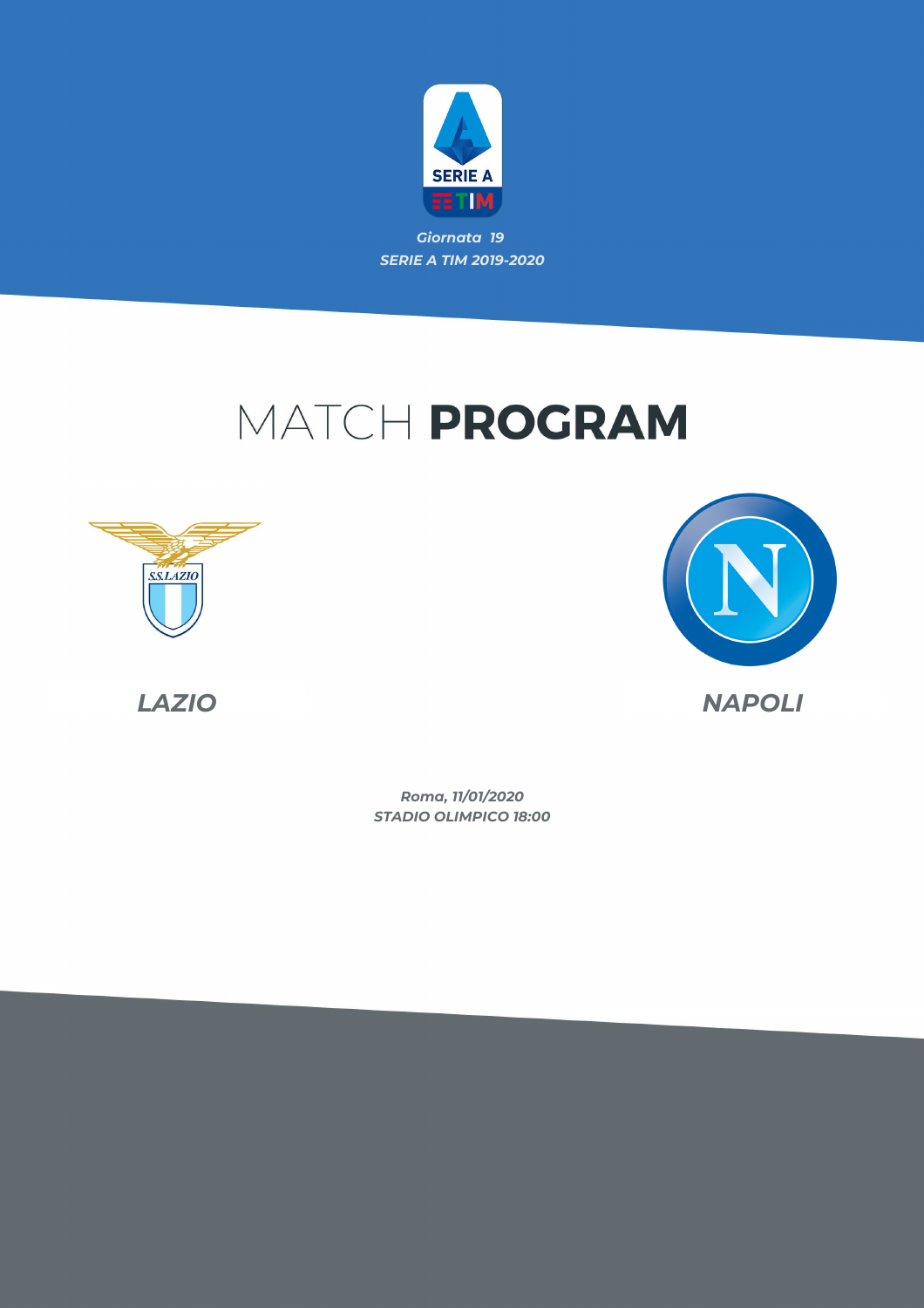*Giornata 19*
*SERIE A TIM 2019-2020*

# MATCH **PROGRAM**

***LAZIO***

***NAPOLI***

*Roma, 11/01/2020*
*STADIO OLIMPICO 18:00*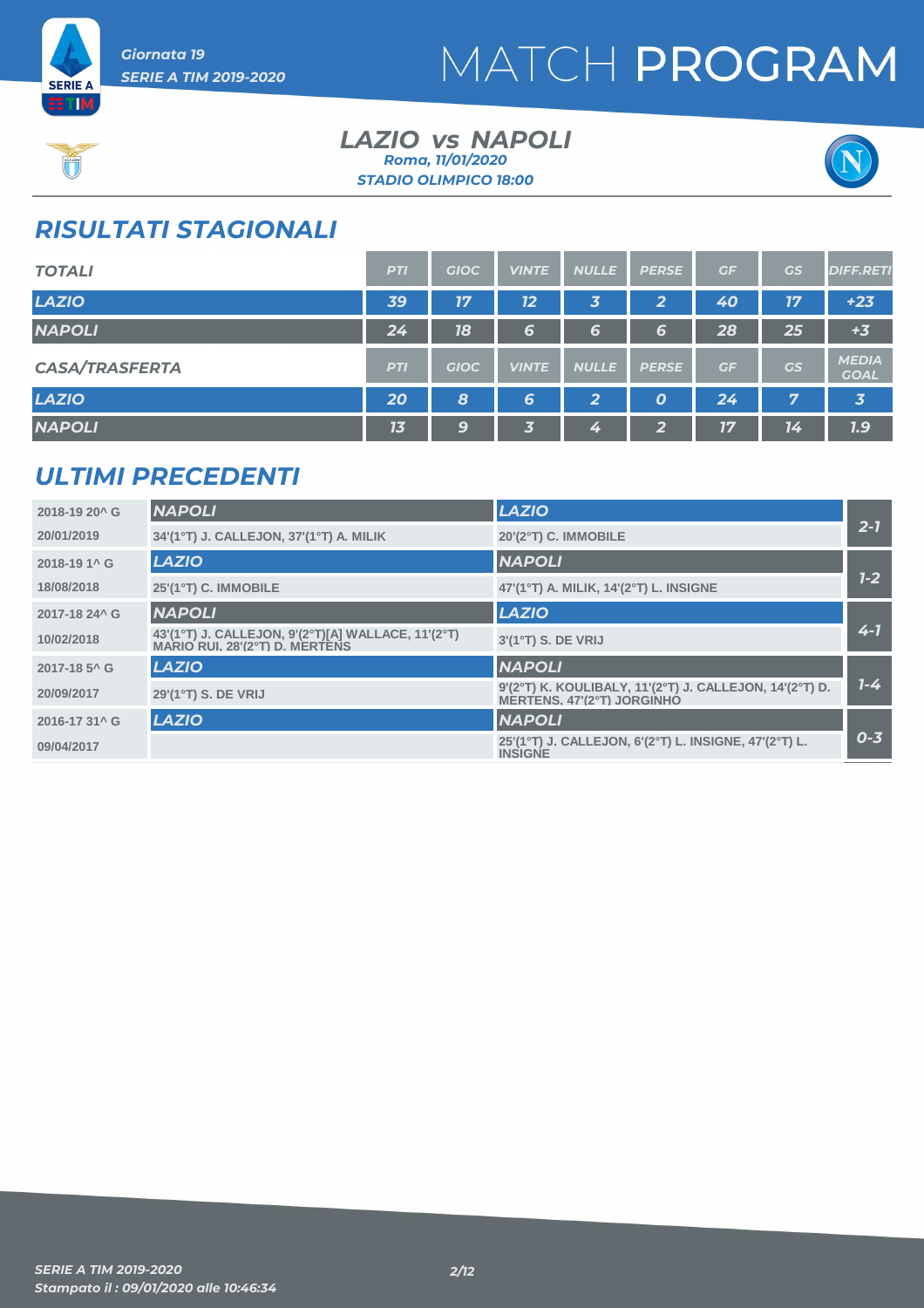Giornata 19

SERIE A TIM 2019-2020

# MATCH PROGRAM

## LAZIO vs NAPOLI

Roma, 11/01/2020

STADIO OLIMPICO 18:00

## RISULTATI STAGIONALI

| TOTALI | PTI | GIOC | VINTE | NULLE | PERSE | GF | GS | DIFF.RETI |
|---|---|---|---|---|---|---|---|---|
| LAZIO | 39 | 17 | 12 | 3 | 2 | 40 | 17 | +23 |
| NAPOLI | 24 | 18 | 6 | 6 | 6 | 28 | 25 | +3 |

| CASA/TRASFERTA | PTI | GIOC | VINTE | NULLE | PERSE | GF | GS | MEDIA GOAL |
|---|---|---|---|---|---|---|---|---|
| LAZIO | 20 | 8 | 6 | 2 | 0 | 24 | 7 | 3 |
| NAPOLI | 13 | 9 | 3 | 4 | 2 | 17 | 14 | 1.9 |

## ULTIMI PRECEDENTI

| Stagione / Data | Casa | Trasferta | Risultato |
|---|---|---|---|
| 2018-19 20^ G | NAPOLI | LAZIO | 2-1 |
| 20/01/2019 | 34'(1°T) J. CALLEJON, 37'(1°T) A. MILIK | 20'(2°T) C. IMMOBILE | |
| 2018-19 1^ G | LAZIO | NAPOLI | 1-2 |
| 18/08/2018 | 25'(1°T) C. IMMOBILE | 47'(1°T) A. MILIK, 14'(2°T) L. INSIGNE | |
| 2017-18 24^ G | NAPOLI | LAZIO | 4-1 |
| 10/02/2018 | 43'(1°T) J. CALLEJON, 9'(2°T)[A] WALLACE, 11'(2°T) MARIO RUI, 28'(2°T) D. MERTENS | 3'(1°T) S. DE VRIJ | |
| 2017-18 5^ G | LAZIO | NAPOLI | 1-4 |
| 20/09/2017 | 29'(1°T) S. DE VRIJ | 9'(2°T) K. KOULIBALY, 11'(2°T) J. CALLEJON, 14'(2°T) D. MERTENS, 47'(2°T) JORGINHO | |
| 2016-17 31^ G | LAZIO | NAPOLI | 0-3 |
| 09/04/2017 | | 25'(1°T) J. CALLEJON, 6'(2°T) L. INSIGNE, 47'(2°T) L. INSIGNE | |

SERIE A TIM 2019-2020

Stampato il : 09/01/2020 alle 10:46:34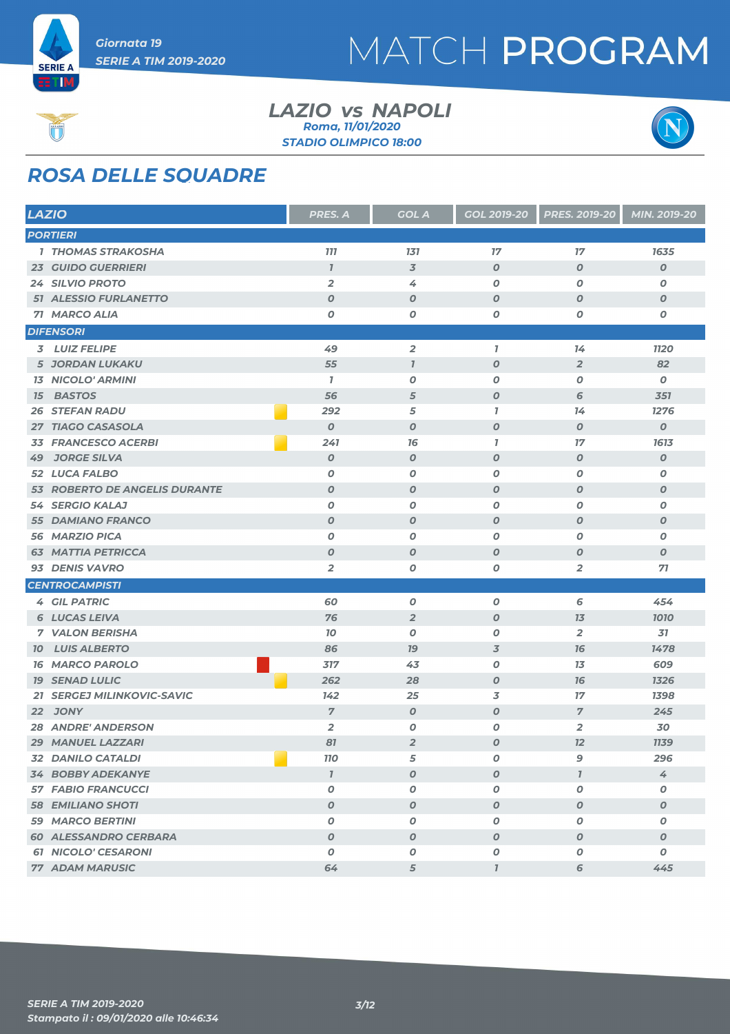Giornata 19

SERIE A TIM 2019-2020

# MATCH PROGRAM

## LAZIO vs NAPOLI

Roma, 11/01/2020

STADIO OLIMPICO 18:00

## ROSA DELLE SQUADRE

| LAZIO | PRES. A | GOL A | GOL 2019-20 | PRES. 2019-20 | MIN. 2019-20 |
|---|---|---|---|---|---|
| **PORTIERI** | | | | | |
| 1 THOMAS STRAKOSHA | 111 | 131 | 17 | 17 | 1635 |
| 23 GUIDO GUERRIERI | 1 | 3 | 0 | 0 | 0 |
| 24 SILVIO PROTO | 2 | 4 | 0 | 0 | 0 |
| 51 ALESSIO FURLANETTO | 0 | 0 | 0 | 0 | 0 |
| 71 MARCO ALIA | 0 | 0 | 0 | 0 | 0 |
| **DIFENSORI** | | | | | |
| 3 LUIZ FELIPE | 49 | 2 | 1 | 14 | 1120 |
| 5 JORDAN LUKAKU | 55 | 1 | 0 | 2 | 82 |
| 13 NICOLO' ARMINI | 1 | 0 | 0 | 0 | 0 |
| 15 BASTOS | 56 | 5 | 0 | 6 | 351 |
| 26 STEFAN RADU | 292 | 5 | 1 | 14 | 1276 |
| 27 TIAGO CASASOLA | 0 | 0 | 0 | 0 | 0 |
| 33 FRANCESCO ACERBI | 241 | 16 | 1 | 17 | 1613 |
| 49 JORGE SILVA | 0 | 0 | 0 | 0 | 0 |
| 52 LUCA FALBO | 0 | 0 | 0 | 0 | 0 |
| 53 ROBERTO DE ANGELIS DURANTE | 0 | 0 | 0 | 0 | 0 |
| 54 SERGIO KALAJ | 0 | 0 | 0 | 0 | 0 |
| 55 DAMIANO FRANCO | 0 | 0 | 0 | 0 | 0 |
| 56 MARZIO PICA | 0 | 0 | 0 | 0 | 0 |
| 63 MATTIA PETRICCA | 0 | 0 | 0 | 0 | 0 |
| 93 DENIS VAVRO | 2 | 0 | 0 | 2 | 71 |
| **CENTROCAMPISTI** | | | | | |
| 4 GIL PATRIC | 60 | 0 | 0 | 6 | 454 |
| 6 LUCAS LEIVA | 76 | 2 | 0 | 13 | 1010 |
| 7 VALON BERISHA | 10 | 0 | 0 | 2 | 31 |
| 10 LUIS ALBERTO | 86 | 19 | 3 | 16 | 1478 |
| 16 MARCO PAROLO | 317 | 43 | 0 | 13 | 609 |
| 19 SENAD LULIC | 262 | 28 | 0 | 16 | 1326 |
| 21 SERGEJ MILINKOVIC-SAVIC | 142 | 25 | 3 | 17 | 1398 |
| 22 JONY | 7 | 0 | 0 | 7 | 245 |
| 28 ANDRE' ANDERSON | 2 | 0 | 0 | 2 | 30 |
| 29 MANUEL LAZZARI | 81 | 2 | 0 | 12 | 1139 |
| 32 DANILO CATALDI | 110 | 5 | 0 | 9 | 296 |
| 34 BOBBY ADEKANYE | 1 | 0 | 0 | 1 | 4 |
| 57 FABIO FRANCUCCI | 0 | 0 | 0 | 0 | 0 |
| 58 EMILIANO SHOTI | 0 | 0 | 0 | 0 | 0 |
| 59 MARCO BERTINI | 0 | 0 | 0 | 0 | 0 |
| 60 ALESSANDRO CERBARA | 0 | 0 | 0 | 0 | 0 |
| 61 NICOLO' CESARONI | 0 | 0 | 0 | 0 | 0 |
| 77 ADAM MARUSIC | 64 | 5 | 1 | 6 | 445 |

SERIE A TIM 2019-2020

Stampato il : 09/01/2020 alle 10:46:34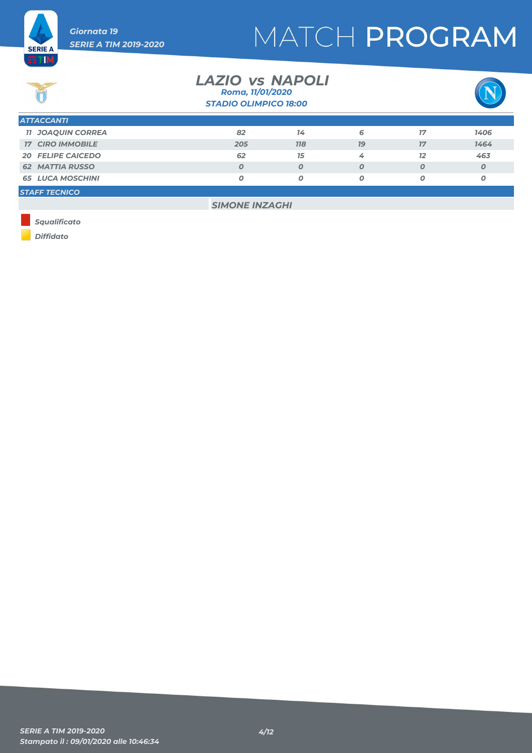Giornata 19

SERIE A TIM 2019-2020

# MATCH PROGRAM

## LAZIO vs NAPOLI

Roma, 11/01/2020

STADIO OLIMPICO 18:00

| ATTACCANTI | | | | | |
|---|---|---|---|---|---|
| 11 JOAQUIN CORREA | 82 | 14 | 6 | 17 | 1406 |
| 17 CIRO IMMOBILE | 205 | 118 | 19 | 17 | 1464 |
| 20 FELIPE CAICEDO | 62 | 15 | 4 | 12 | 463 |
| 62 MATTIA RUSSO | 0 | 0 | 0 | 0 | 0 |
| 65 LUCA MOSCHINI | 0 | 0 | 0 | 0 | 0 |

| STAFF TECNICO | |
|---|---|
| | SIMONE INZAGHI |

Squalificato

Diffidato

SERIE A TIM 2019-2020

Stampato il : 09/01/2020 alle 10:46:34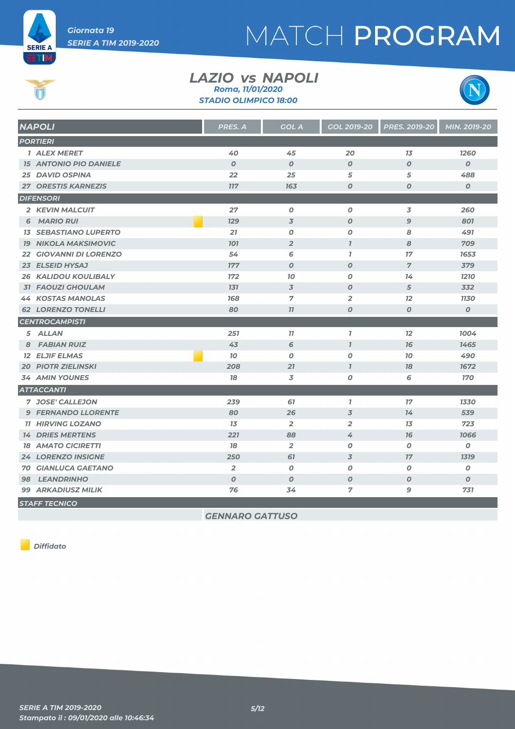Giornata 19

SERIE A TIM 2019-2020

# MATCH PROGRAM

## LAZIO vs NAPOLI

Roma, 11/01/2020

STADIO OLIMPICO 18:00

| NAPOLI | PRES. A | GOL A | GOL 2019-20 | PRES. 2019-20 | MIN. 2019-20 |
|---|---|---|---|---|---|
| **PORTIERI** | | | | | |
| 1 ALEX MERET | 40 | 45 | 20 | 13 | 1260 |
| 15 ANTONIO PIO DANIELE | 0 | 0 | 0 | 0 | 0 |
| 25 DAVID OSPINA | 22 | 25 | 5 | 5 | 488 |
| 27 ORESTIS KARNEZIS | 117 | 163 | 0 | 0 | 0 |
| **DIFENSORI** | | | | | |
| 2 KEVIN MALCUIT | 27 | 0 | 0 | 3 | 260 |
| 6 MARIO RUI (Diffidato) | 129 | 3 | 0 | 9 | 801 |
| 13 SEBASTIANO LUPERTO | 21 | 0 | 0 | 8 | 491 |
| 19 NIKOLA MAKSIMOVIC | 101 | 2 | 1 | 8 | 709 |
| 22 GIOVANNI DI LORENZO | 54 | 6 | 1 | 17 | 1653 |
| 23 ELSEID HYSAJ | 177 | 0 | 0 | 7 | 379 |
| 26 KALIDOU KOULIBALY | 172 | 10 | 0 | 14 | 1210 |
| 31 FAOUZI GHOULAM | 131 | 3 | 0 | 5 | 332 |
| 44 KOSTAS MANOLAS | 168 | 7 | 2 | 12 | 1130 |
| 62 LORENZO TONELLI | 80 | 11 | 0 | 0 | 0 |
| **CENTROCAMPISTI** | | | | | |
| 5 ALLAN | 251 | 11 | 1 | 12 | 1004 |
| 8 FABIAN RUIZ | 43 | 6 | 1 | 16 | 1465 |
| 12 ELJIF ELMAS (Diffidato) | 10 | 0 | 0 | 10 | 490 |
| 20 PIOTR ZIELINSKI | 208 | 21 | 1 | 18 | 1672 |
| 34 AMIN YOUNES | 18 | 3 | 0 | 6 | 170 |
| **ATTACCANTI** | | | | | |
| 7 JOSE' CALLEJON | 239 | 61 | 1 | 17 | 1330 |
| 9 FERNANDO LLORENTE | 80 | 26 | 3 | 14 | 539 |
| 11 HIRVING LOZANO | 13 | 2 | 2 | 13 | 723 |
| 14 DRIES MERTENS | 221 | 88 | 4 | 16 | 1066 |
| 18 AMATO CICIRETTI | 18 | 2 | 0 | 0 | 0 |
| 24 LORENZO INSIGNE | 250 | 61 | 3 | 17 | 1319 |
| 70 GIANLUCA GAETANO | 2 | 0 | 0 | 0 | 0 |
| 98 LEANDRINHO | 0 | 0 | 0 | 0 | 0 |
| 99 ARKADIUSZ MILIK | 76 | 34 | 7 | 9 | 731 |
| **STAFF TECNICO** | | | | | |
| | GENNARO GATTUSO | | | | |

Diffidato

SERIE A TIM 2019-2020

Stampato il : 09/01/2020 alle 10:46:34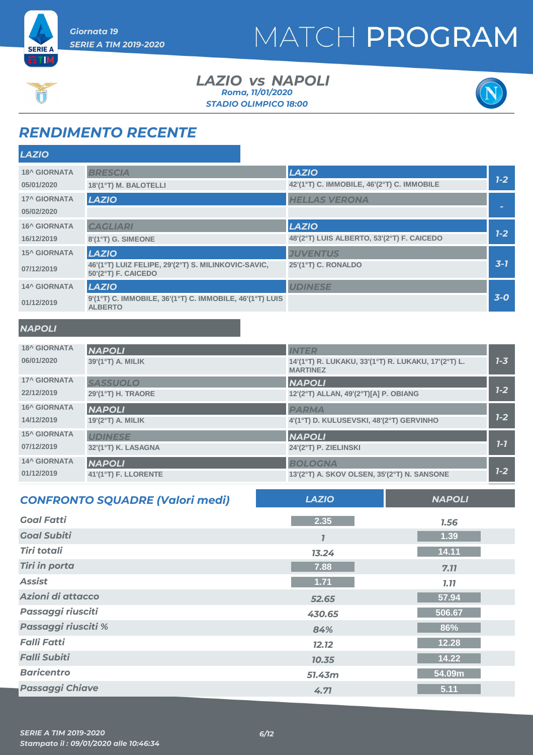Giornata 19
SERIE A TIM 2019-2020

# MATCH PROGRAM

## LAZIO vs NAPOLI

Roma, 11/01/2020
STADIO OLIMPICO 18:00

## RENDIMENTO RECENTE

### LAZIO

| Giornata | Casa | Ospite | Risultato |
|---|---|---|---|
| 18^ GIORNATA 05/01/2020 | BRESCIA<br>18'(1°T) M. BALOTELLI | LAZIO<br>42'(1°T) C. IMMOBILE, 46'(2°T) C. IMMOBILE | 1-2 |
| 17^ GIORNATA 05/02/2020 | LAZIO | HELLAS VERONA | - |
| 16^ GIORNATA 16/12/2019 | CAGLIARI<br>8'(1°T) G. SIMEONE | LAZIO<br>48'(2°T) LUIS ALBERTO, 53'(2°T) F. CAICEDO | 1-2 |
| 15^ GIORNATA 07/12/2019 | LAZIO<br>46'(1°T) LUIZ FELIPE, 29'(2°T) S. MILINKOVIC-SAVIC, 50'(2°T) F. CAICEDO | JUVENTUS<br>25'(1°T) C. RONALDO | 3-1 |
| 14^ GIORNATA 01/12/2019 | LAZIO<br>9'(1°T) C. IMMOBILE, 36'(1°T) C. IMMOBILE, 46'(1°T) LUIS ALBERTO | UDINESE | 3-0 |

### NAPOLI

| Giornata | Casa | Ospite | Risultato |
|---|---|---|---|
| 18^ GIORNATA 06/01/2020 | NAPOLI<br>39'(1°T) A. MILIK | INTER<br>14'(1°T) R. LUKAKU, 33'(1°T) R. LUKAKU, 17'(2°T) L. MARTINEZ | 1-3 |
| 17^ GIORNATA 22/12/2019 | SASSUOLO<br>29'(1°T) H. TRAORE | NAPOLI<br>12'(2°T) ALLAN, 49'(2°T)[A] P. OBIANG | 1-2 |
| 16^ GIORNATA 14/12/2019 | NAPOLI<br>19'(2°T) A. MILIK | PARMA<br>4'(1°T) D. KULUSEVSKI, 48'(2°T) GERVINHO | 1-2 |
| 15^ GIORNATA 07/12/2019 | UDINESE<br>32'(1°T) K. LASAGNA | NAPOLI<br>24'(2°T) P. ZIELINSKI | 1-1 |
| 14^ GIORNATA 01/12/2019 | NAPOLI<br>41'(1°T) F. LLORENTE | BOLOGNA<br>13'(2°T) A. SKOV OLSEN, 35'(2°T) N. SANSONE | 1-2 |

## CONFRONTO SQUADRE (Valori medi)

| | LAZIO | NAPOLI |
|---|---|---|
| Goal Fatti | 2.35 | 1.56 |
| Goal Subiti | 1 | 1.39 |
| Tiri totali | 13.24 | 14.11 |
| Tiri in porta | 7.88 | 7.11 |
| Assist | 1.71 | 1.11 |
| Azioni di attacco | 52.65 | 57.94 |
| Passaggi riusciti | 430.65 | 506.67 |
| Passaggi riusciti % | 84% | 86% |
| Falli Fatti | 12.12 | 12.28 |
| Falli Subiti | 10.35 | 14.22 |
| Baricentro | 51.43m | 54.09m |
| Passaggi Chiave | 4.71 | 5.11 |

SERIE A TIM 2019-2020
Stampato il : 09/01/2020 alle 10:46:34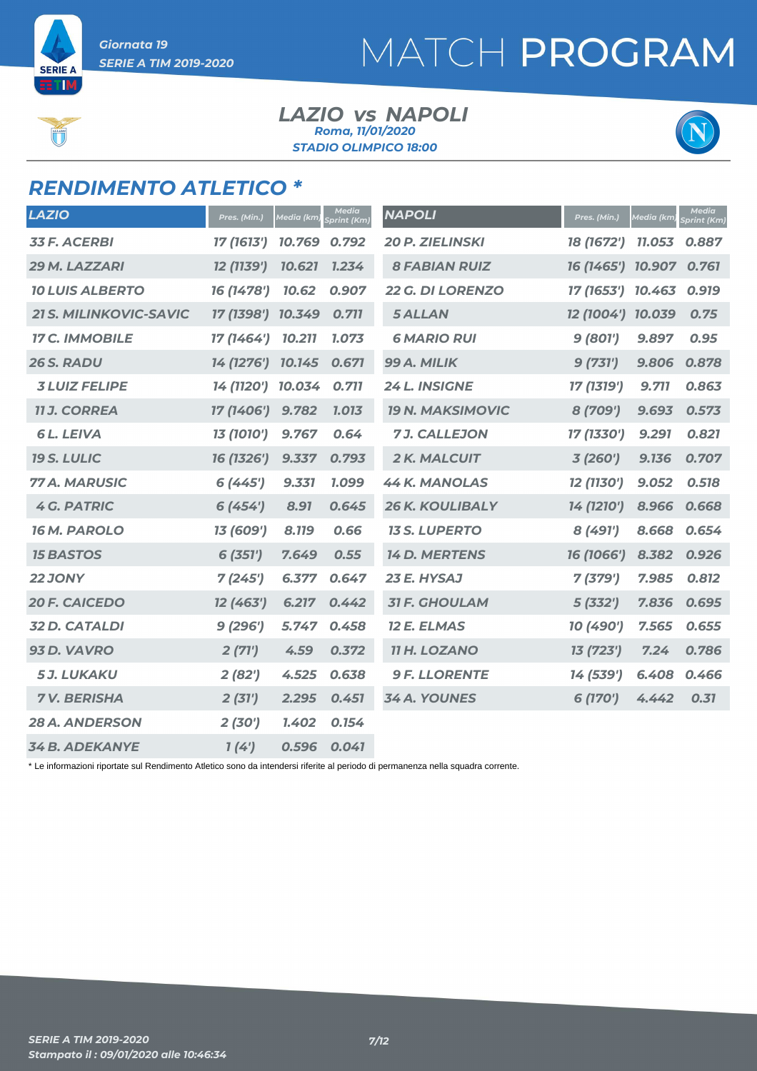# MATCH PROGRAM

Giornata 19
SERIE A TIM 2019-2020

## LAZIO vs NAPOLI

Roma, 11/01/2020
STADIO OLIMPICO 18:00

## RENDIMENTO ATLETICO *

| LAZIO | Pres. (Min.) | Media (km) | Media Sprint (Km) |
|---|---|---|---|
| 33 F. ACERBI | 17 (1613') | 10.769 | 0.792 |
| 29 M. LAZZARI | 12 (1139') | 10.621 | 1.234 |
| 10 LUIS ALBERTO | 16 (1478') | 10.62 | 0.907 |
| 21 S. MILINKOVIC-SAVIC | 17 (1398') | 10.349 | 0.711 |
| 17 C. IMMOBILE | 17 (1464') | 10.211 | 1.073 |
| 26 S. RADU | 14 (1276') | 10.145 | 0.671 |
| 3 LUIZ FELIPE | 14 (1120') | 10.034 | 0.711 |
| 11 J. CORREA | 17 (1406') | 9.782 | 1.013 |
| 6 L. LEIVA | 13 (1010') | 9.767 | 0.64 |
| 19 S. LULIC | 16 (1326') | 9.337 | 0.793 |
| 77 A. MARUSIC | 6 (445') | 9.331 | 1.099 |
| 4 G. PATRIC | 6 (454') | 8.91 | 0.645 |
| 16 M. PAROLO | 13 (609') | 8.119 | 0.66 |
| 15 BASTOS | 6 (351') | 7.649 | 0.55 |
| 22 JONY | 7 (245') | 6.377 | 0.647 |
| 20 F. CAICEDO | 12 (463') | 6.217 | 0.442 |
| 32 D. CATALDI | 9 (296') | 5.747 | 0.458 |
| 93 D. VAVRO | 2 (71') | 4.59 | 0.372 |
| 5 J. LUKAKU | 2 (82') | 4.525 | 0.638 |
| 7 V. BERISHA | 2 (31') | 2.295 | 0.451 |
| 28 A. ANDERSON | 2 (30') | 1.402 | 0.154 |
| 34 B. ADEKANYE | 1 (4') | 0.596 | 0.041 |

| NAPOLI | Pres. (Min.) | Media (km) | Media Sprint (Km) |
|---|---|---|---|
| 20 P. ZIELINSKI | 18 (1672') | 11.053 | 0.887 |
| 8 FABIAN RUIZ | 16 (1465') | 10.907 | 0.761 |
| 22 G. DI LORENZO | 17 (1653') | 10.463 | 0.919 |
| 5 ALLAN | 12 (1004') | 10.039 | 0.75 |
| 6 MARIO RUI | 9 (801') | 9.897 | 0.95 |
| 99 A. MILIK | 9 (731') | 9.806 | 0.878 |
| 24 L. INSIGNE | 17 (1319') | 9.711 | 0.863 |
| 19 N. MAKSIMOVIC | 8 (709') | 9.693 | 0.573 |
| 7 J. CALLEJON | 17 (1330') | 9.291 | 0.821 |
| 2 K. MALCUIT | 3 (260') | 9.136 | 0.707 |
| 44 K. MANOLAS | 12 (1130') | 9.052 | 0.518 |
| 26 K. KOULIBALY | 14 (1210') | 8.966 | 0.668 |
| 13 S. LUPERTO | 8 (491') | 8.668 | 0.654 |
| 14 D. MERTENS | 16 (1066') | 8.382 | 0.926 |
| 23 E. HYSAJ | 7 (379') | 7.985 | 0.812 |
| 31 F. GHOULAM | 5 (332') | 7.836 | 0.695 |
| 12 E. ELMAS | 10 (490') | 7.565 | 0.655 |
| 11 H. LOZANO | 13 (723') | 7.24 | 0.786 |
| 9 F. LLORENTE | 14 (539') | 6.408 | 0.466 |
| 34 A. YOUNES | 6 (170') | 4.442 | 0.31 |

* Le informazioni riportate sul Rendimento Atletico sono da intendersi riferite al periodo di permanenza nella squadra corrente.

SERIE A TIM 2019-2020
Stampato il : 09/01/2020 alle 10:46:34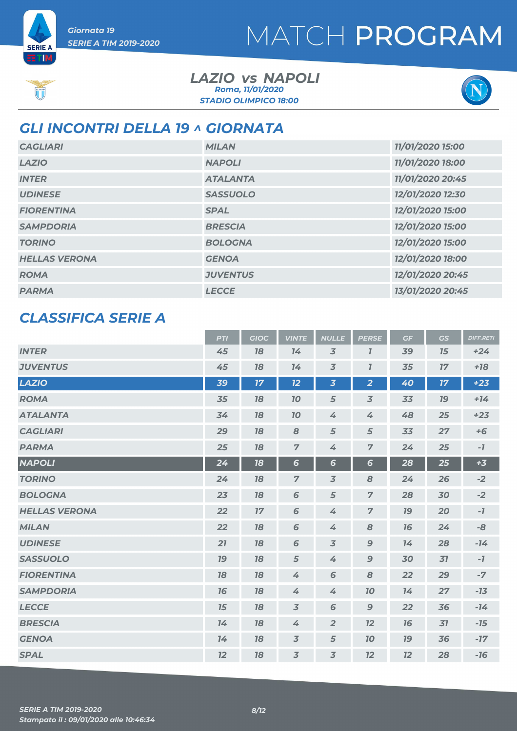Giornata 19

SERIE A TIM 2019-2020

# MATCH PROGRAM

## LAZIO vs NAPOLI

Roma, 11/01/2020

STADIO OLIMPICO 18:00

## GLI INCONTRI DELLA 19 ^ GIORNATA

| | | |
|---|---|---|
| CAGLIARI | MILAN | 11/01/2020 15:00 |
| LAZIO | NAPOLI | 11/01/2020 18:00 |
| INTER | ATALANTA | 11/01/2020 20:45 |
| UDINESE | SASSUOLO | 12/01/2020 12:30 |
| FIORENTINA | SPAL | 12/01/2020 15:00 |
| SAMPDORIA | BRESCIA | 12/01/2020 15:00 |
| TORINO | BOLOGNA | 12/01/2020 15:00 |
| HELLAS VERONA | GENOA | 12/01/2020 18:00 |
| ROMA | JUVENTUS | 12/01/2020 20:45 |
| PARMA | LECCE | 13/01/2020 20:45 |

## CLASSIFICA SERIE A

| | PTI | GIOC | VINTE | NULLE | PERSE | GF | GS | DIFF.RETI |
|---|---|---|---|---|---|---|---|---|
| INTER | 45 | 18 | 14 | 3 | 1 | 39 | 15 | +24 |
| JUVENTUS | 45 | 18 | 14 | 3 | 1 | 35 | 17 | +18 |
| LAZIO | 39 | 17 | 12 | 3 | 2 | 40 | 17 | +23 |
| ROMA | 35 | 18 | 10 | 5 | 3 | 33 | 19 | +14 |
| ATALANTA | 34 | 18 | 10 | 4 | 4 | 48 | 25 | +23 |
| CAGLIARI | 29 | 18 | 8 | 5 | 5 | 33 | 27 | +6 |
| PARMA | 25 | 18 | 7 | 4 | 7 | 24 | 25 | -1 |
| NAPOLI | 24 | 18 | 6 | 6 | 6 | 28 | 25 | +3 |
| TORINO | 24 | 18 | 7 | 3 | 8 | 24 | 26 | -2 |
| BOLOGNA | 23 | 18 | 6 | 5 | 7 | 28 | 30 | -2 |
| HELLAS VERONA | 22 | 17 | 6 | 4 | 7 | 19 | 20 | -1 |
| MILAN | 22 | 18 | 6 | 4 | 8 | 16 | 24 | -8 |
| UDINESE | 21 | 18 | 6 | 3 | 9 | 14 | 28 | -14 |
| SASSUOLO | 19 | 18 | 5 | 4 | 9 | 30 | 31 | -1 |
| FIORENTINA | 18 | 18 | 4 | 6 | 8 | 22 | 29 | -7 |
| SAMPDORIA | 16 | 18 | 4 | 4 | 10 | 14 | 27 | -13 |
| LECCE | 15 | 18 | 3 | 6 | 9 | 22 | 36 | -14 |
| BRESCIA | 14 | 18 | 4 | 2 | 12 | 16 | 31 | -15 |
| GENOA | 14 | 18 | 3 | 5 | 10 | 19 | 36 | -17 |
| SPAL | 12 | 18 | 3 | 3 | 12 | 12 | 28 | -16 |

SERIE A TIM 2019-2020

Stampato il : 09/01/2020 alle 10:46:34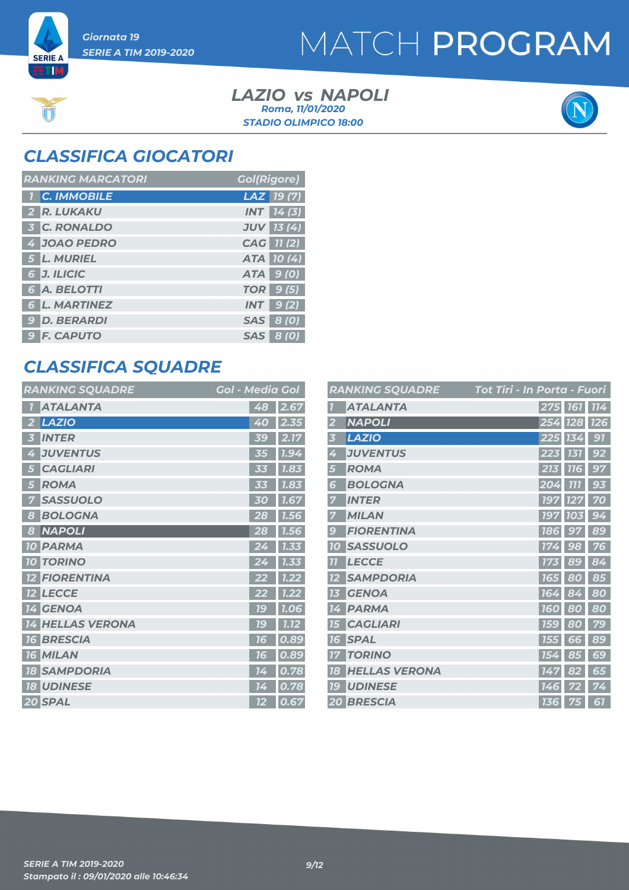Giornata 19

SERIE A TIM 2019-2020

# MATCH PROGRAM

**LAZIO vs NAPOLI**

Roma, 11/01/2020

STADIO OLIMPICO 18:00

## CLASSIFICA GIOCATORI

| RANKING MARCATORI | | | Gol(Rigore) |
|---|---|---|---|
| 1 | C. IMMOBILE | LAZ | 19 (7) |
| 2 | R. LUKAKU | INT | 14 (3) |
| 3 | C. RONALDO | JUV | 13 (4) |
| 4 | JOAO PEDRO | CAG | 11 (2) |
| 5 | L. MURIEL | ATA | 10 (4) |
| 6 | J. ILICIC | ATA | 9 (0) |
| 6 | A. BELOTTI | TOR | 9 (5) |
| 6 | L. MARTINEZ | INT | 9 (2) |
| 9 | D. BERARDI | SAS | 8 (0) |
| 9 | F. CAPUTO | SAS | 8 (0) |

## CLASSIFICA SQUADRE

| RANKING SQUADRE | | Gol | Media Gol |
|---|---|---|---|
| 1 | ATALANTA | 48 | 2.67 |
| 2 | LAZIO | 40 | 2.35 |
| 3 | INTER | 39 | 2.17 |
| 4 | JUVENTUS | 35 | 1.94 |
| 5 | CAGLIARI | 33 | 1.83 |
| 5 | ROMA | 33 | 1.83 |
| 7 | SASSUOLO | 30 | 1.67 |
| 8 | BOLOGNA | 28 | 1.56 |
| 8 | NAPOLI | 28 | 1.56 |
| 10 | PARMA | 24 | 1.33 |
| 10 | TORINO | 24 | 1.33 |
| 12 | FIORENTINA | 22 | 1.22 |
| 12 | LECCE | 22 | 1.22 |
| 14 | GENOA | 19 | 1.06 |
| 14 | HELLAS VERONA | 19 | 1.12 |
| 16 | BRESCIA | 16 | 0.89 |
| 16 | MILAN | 16 | 0.89 |
| 18 | SAMPDORIA | 14 | 0.78 |
| 18 | UDINESE | 14 | 0.78 |
| 20 | SPAL | 12 | 0.67 |

| RANKING SQUADRE | | Tot Tiri | In Porta | Fuori |
|---|---|---|---|---|
| 1 | ATALANTA | 275 | 161 | 114 |
| 2 | NAPOLI | 254 | 128 | 126 |
| 3 | LAZIO | 225 | 134 | 91 |
| 4 | JUVENTUS | 223 | 131 | 92 |
| 5 | ROMA | 213 | 116 | 97 |
| 6 | BOLOGNA | 204 | 111 | 93 |
| 7 | INTER | 197 | 127 | 70 |
| 7 | MILAN | 197 | 103 | 94 |
| 9 | FIORENTINA | 186 | 97 | 89 |
| 10 | SASSUOLO | 174 | 98 | 76 |
| 11 | LECCE | 173 | 89 | 84 |
| 12 | SAMPDORIA | 165 | 80 | 85 |
| 13 | GENOA | 164 | 84 | 80 |
| 14 | PARMA | 160 | 80 | 80 |
| 15 | CAGLIARI | 159 | 80 | 79 |
| 16 | SPAL | 155 | 66 | 89 |
| 17 | TORINO | 154 | 85 | 69 |
| 18 | HELLAS VERONA | 147 | 82 | 65 |
| 19 | UDINESE | 146 | 72 | 74 |
| 20 | BRESCIA | 136 | 75 | 61 |

SERIE A TIM 2019-2020

Stampato il : 09/01/2020 alle 10:46:34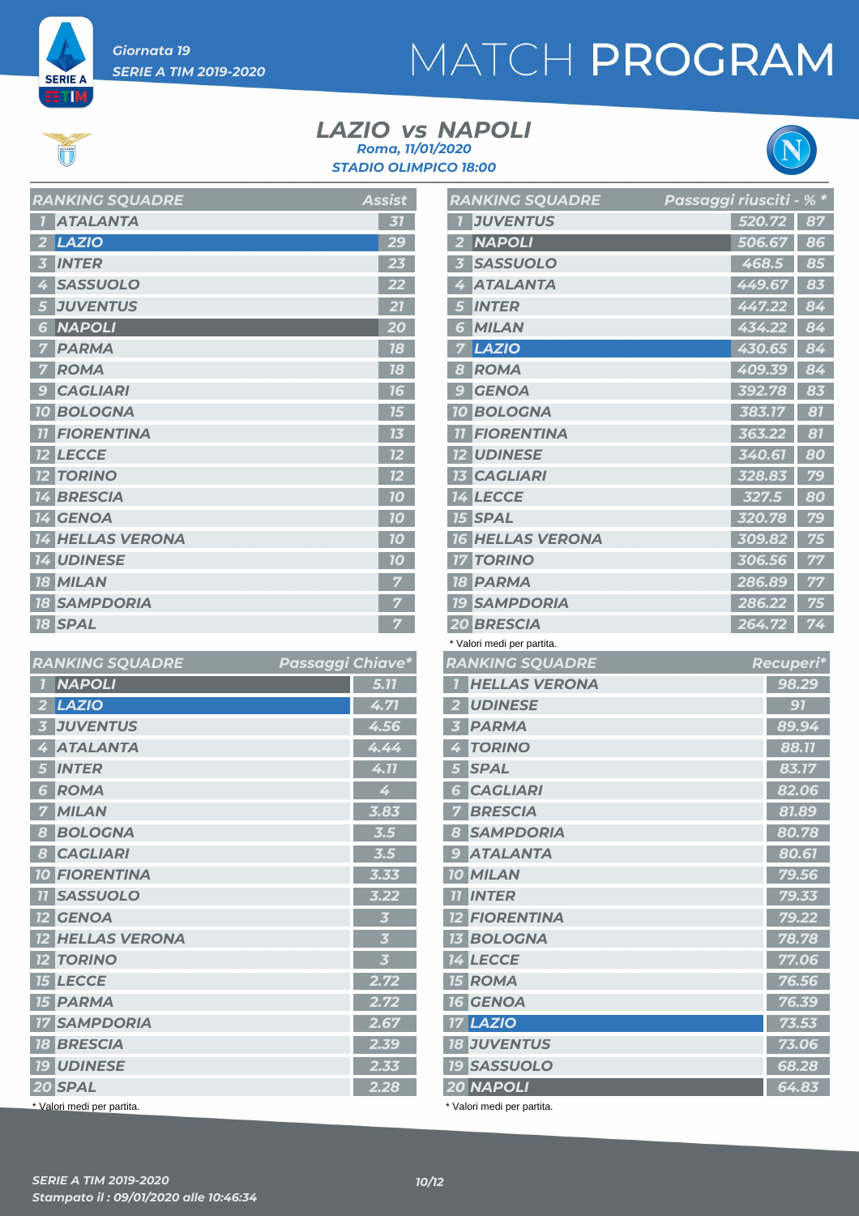Giornata 19

SERIE A TIM 2019-2020

# MATCH PROGRAM

## LAZIO vs NAPOLI

Roma, 11/01/2020

STADIO OLIMPICO 18:00

| RANKING SQUADRE | | Assist |
|---|---|---|
| 1 | ATALANTA | 31 |
| 2 | LAZIO | 29 |
| 3 | INTER | 23 |
| 4 | SASSUOLO | 22 |
| 5 | JUVENTUS | 21 |
| 6 | NAPOLI | 20 |
| 7 | PARMA | 18 |
| 7 | ROMA | 18 |
| 9 | CAGLIARI | 16 |
| 10 | BOLOGNA | 15 |
| 11 | FIORENTINA | 13 |
| 12 | LECCE | 12 |
| 12 | TORINO | 12 |
| 14 | BRESCIA | 10 |
| 14 | GENOA | 10 |
| 14 | HELLAS VERONA | 10 |
| 14 | UDINESE | 10 |
| 18 | MILAN | 7 |
| 18 | SAMPDORIA | 7 |
| 18 | SPAL | 7 |

| RANKING SQUADRE | | Passaggi riusciti | % * |
|---|---|---|---|
| 1 | JUVENTUS | 520.72 | 87 |
| 2 | NAPOLI | 506.67 | 86 |
| 3 | SASSUOLO | 468.5 | 85 |
| 4 | ATALANTA | 449.67 | 83 |
| 5 | INTER | 447.22 | 84 |
| 6 | MILAN | 434.22 | 84 |
| 7 | LAZIO | 430.65 | 84 |
| 8 | ROMA | 409.39 | 84 |
| 9 | GENOA | 392.78 | 83 |
| 10 | BOLOGNA | 383.17 | 81 |
| 11 | FIORENTINA | 363.22 | 81 |
| 12 | UDINESE | 340.61 | 80 |
| 13 | CAGLIARI | 328.83 | 79 |
| 14 | LECCE | 327.5 | 80 |
| 15 | SPAL | 320.78 | 79 |
| 16 | HELLAS VERONA | 309.82 | 75 |
| 17 | TORINO | 306.56 | 77 |
| 18 | PARMA | 286.89 | 77 |
| 19 | SAMPDORIA | 286.22 | 75 |
| 20 | BRESCIA | 264.72 | 74 |

\* Valori medi per partita.

| RANKING SQUADRE | | Passaggi Chiave* |
|---|---|---|
| 1 | NAPOLI | 5.11 |
| 2 | LAZIO | 4.71 |
| 3 | JUVENTUS | 4.56 |
| 4 | ATALANTA | 4.44 |
| 5 | INTER | 4.11 |
| 6 | ROMA | 4 |
| 7 | MILAN | 3.83 |
| 8 | BOLOGNA | 3.5 |
| 8 | CAGLIARI | 3.5 |
| 10 | FIORENTINA | 3.33 |
| 11 | SASSUOLO | 3.22 |
| 12 | GENOA | 3 |
| 12 | HELLAS VERONA | 3 |
| 12 | TORINO | 3 |
| 15 | LECCE | 2.72 |
| 15 | PARMA | 2.72 |
| 17 | SAMPDORIA | 2.67 |
| 18 | BRESCIA | 2.39 |
| 19 | UDINESE | 2.33 |
| 20 | SPAL | 2.28 |

\* Valori medi per partita.

| RANKING SQUADRE | | Recuperi* |
|---|---|---|
| 1 | HELLAS VERONA | 98.29 |
| 2 | UDINESE | 91 |
| 3 | PARMA | 89.94 |
| 4 | TORINO | 88.11 |
| 5 | SPAL | 83.17 |
| 6 | CAGLIARI | 82.06 |
| 7 | BRESCIA | 81.89 |
| 8 | SAMPDORIA | 80.78 |
| 9 | ATALANTA | 80.61 |
| 10 | MILAN | 79.56 |
| 11 | INTER | 79.33 |
| 12 | FIORENTINA | 79.22 |
| 13 | BOLOGNA | 78.78 |
| 14 | LECCE | 77.06 |
| 15 | ROMA | 76.56 |
| 16 | GENOA | 76.39 |
| 17 | LAZIO | 73.53 |
| 18 | JUVENTUS | 73.06 |
| 19 | SASSUOLO | 68.28 |
| 20 | NAPOLI | 64.83 |

\* Valori medi per partita.

SERIE A TIM 2019-2020

Stampato il : 09/01/2020 alle 10:46:34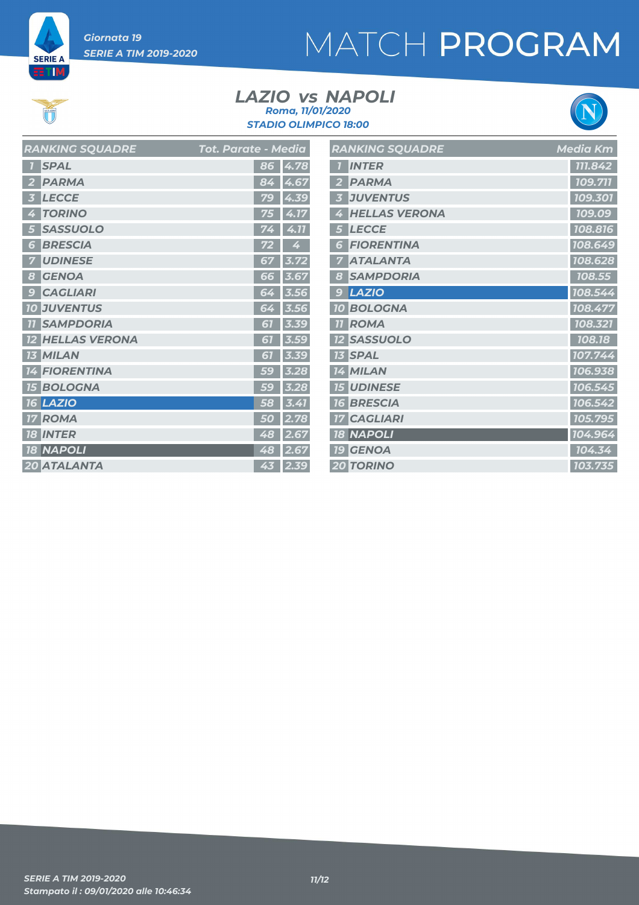Giornata 19
SERIE A TIM 2019-2020

# MATCH PROGRAM

## LAZIO vs NAPOLI

Roma, 11/01/2020
STADIO OLIMPICO 18:00

| RANKING SQUADRE | | Tot. Parate | Media |
|---|---|---|---|
| 1 | SPAL | 86 | 4.78 |
| 2 | PARMA | 84 | 4.67 |
| 3 | LECCE | 79 | 4.39 |
| 4 | TORINO | 75 | 4.17 |
| 5 | SASSUOLO | 74 | 4.11 |
| 6 | BRESCIA | 72 | 4 |
| 7 | UDINESE | 67 | 3.72 |
| 8 | GENOA | 66 | 3.67 |
| 9 | CAGLIARI | 64 | 3.56 |
| 10 | JUVENTUS | 64 | 3.56 |
| 11 | SAMPDORIA | 61 | 3.39 |
| 12 | HELLAS VERONA | 61 | 3.59 |
| 13 | MILAN | 61 | 3.39 |
| 14 | FIORENTINA | 59 | 3.28 |
| 15 | BOLOGNA | 59 | 3.28 |
| 16 | LAZIO | 58 | 3.41 |
| 17 | ROMA | 50 | 2.78 |
| 18 | INTER | 48 | 2.67 |
| 18 | NAPOLI | 48 | 2.67 |
| 20 | ATALANTA | 43 | 2.39 |

| RANKING SQUADRE | | Media Km |
|---|---|---|
| 1 | INTER | 111.842 |
| 2 | PARMA | 109.711 |
| 3 | JUVENTUS | 109.301 |
| 4 | HELLAS VERONA | 109.09 |
| 5 | LECCE | 108.816 |
| 6 | FIORENTINA | 108.649 |
| 7 | ATALANTA | 108.628 |
| 8 | SAMPDORIA | 108.55 |
| 9 | LAZIO | 108.544 |
| 10 | BOLOGNA | 108.477 |
| 11 | ROMA | 108.321 |
| 12 | SASSUOLO | 108.18 |
| 13 | SPAL | 107.744 |
| 14 | MILAN | 106.938 |
| 15 | UDINESE | 106.545 |
| 16 | BRESCIA | 106.542 |
| 17 | CAGLIARI | 105.795 |
| 18 | NAPOLI | 104.964 |
| 19 | GENOA | 104.34 |
| 20 | TORINO | 103.735 |

SERIE A TIM 2019-2020
Stampato il : 09/01/2020 alle 10:46:34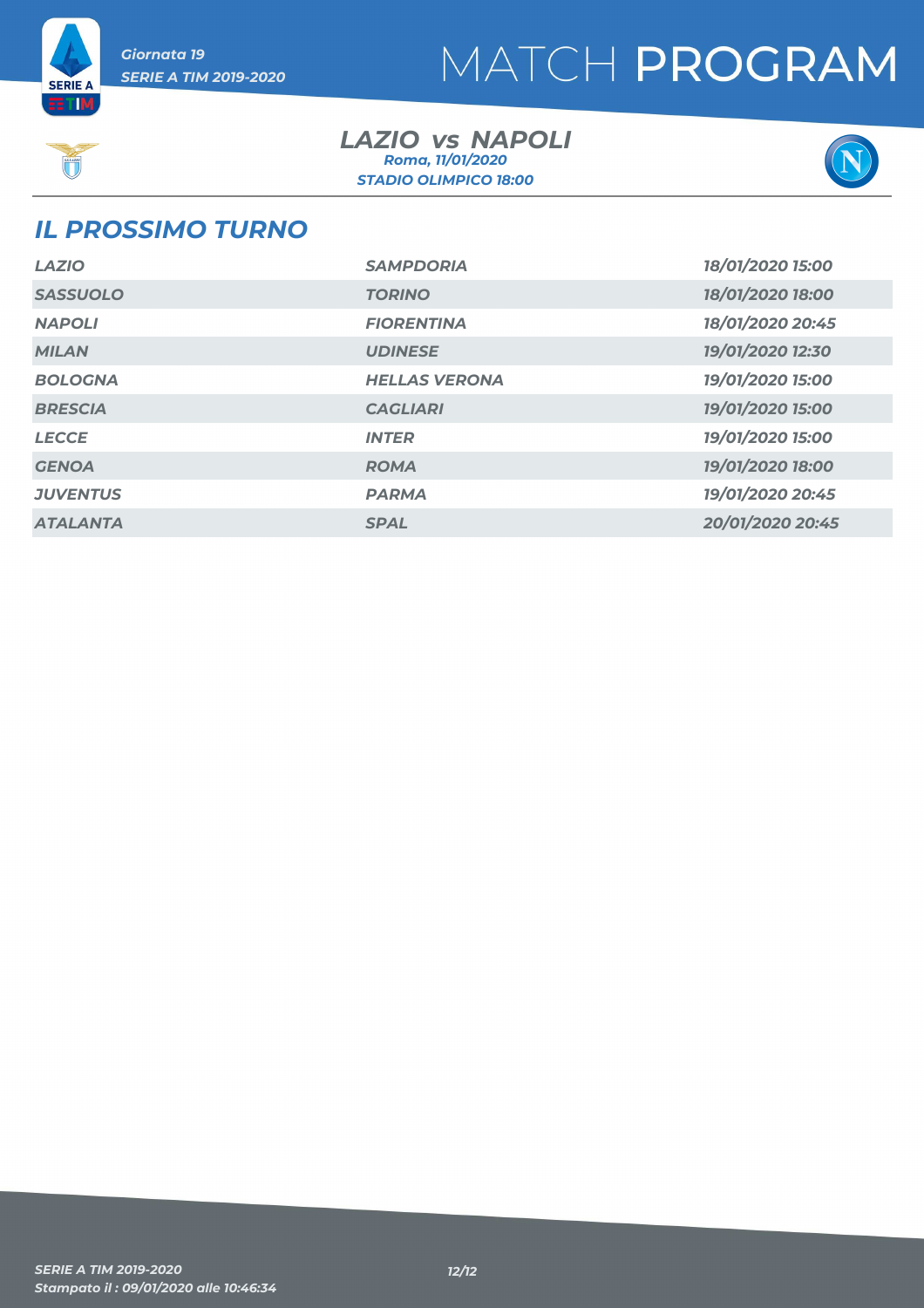Giornata 19
SERIE A TIM 2019-2020

# MATCH PROGRAM

**LAZIO vs NAPOLI**
Roma, 11/01/2020
STADIO OLIMPICO 18:00

## IL PROSSIMO TURNO

| | | |
|---|---|---|
| LAZIO | SAMPDORIA | 18/01/2020 15:00 |
| SASSUOLO | TORINO | 18/01/2020 18:00 |
| NAPOLI | FIORENTINA | 18/01/2020 20:45 |
| MILAN | UDINESE | 19/01/2020 12:30 |
| BOLOGNA | HELLAS VERONA | 19/01/2020 15:00 |
| BRESCIA | CAGLIARI | 19/01/2020 15:00 |
| LECCE | INTER | 19/01/2020 15:00 |
| GENOA | ROMA | 19/01/2020 18:00 |
| JUVENTUS | PARMA | 19/01/2020 20:45 |
| ATALANTA | SPAL | 20/01/2020 20:45 |

SERIE A TIM 2019-2020
Stampato il : 09/01/2020 alle 10:46:34